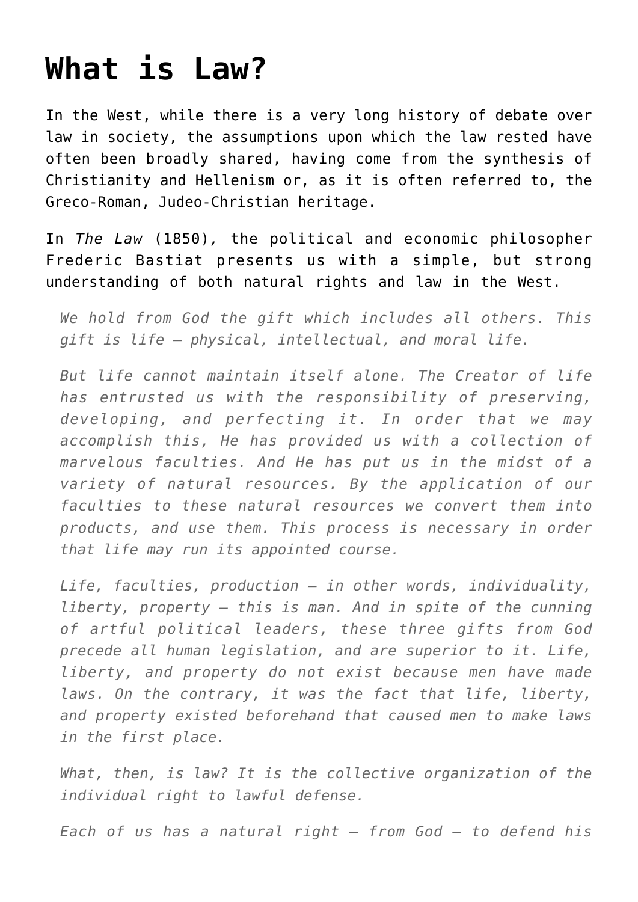# What is Law?

In the West, while there is a very long history of debate over law in society, the assumptions upon which the law rested have often been broadly shared, having come from the synthesis of Christianity and Hellenism or, as it is often referred to, the Greco-Roman, Judeo-Christian heritage.

In *The Law* (1850), the political and economic philosopher Frederic Bastiat presents us with a simple, but strong understanding of both natural rights and law in the West.

> *We hold from God the gift which includes all others. This gift is life – physical, intellectual, and moral life.*
>
> *But life cannot maintain itself alone. The Creator of life has entrusted us with the responsibility of preserving, developing, and perfecting it. In order that we may accomplish this, He has provided us with a collection of marvelous faculties. And He has put us in the midst of a variety of natural resources. By the application of our faculties to these natural resources we convert them into products, and use them. This process is necessary in order that life may run its appointed course.*
>
> *Life, faculties, production – in other words, individuality, liberty, property – this is man. And in spite of the cunning of artful political leaders, these three gifts from God precede all human legislation, and are superior to it. Life, liberty, and property do not exist because men have made laws. On the contrary, it was the fact that life, liberty, and property existed beforehand that caused men to make laws in the first place.*
>
> *What, then, is law? It is the collective organization of the individual right to lawful defense.*
>
> *Each of us has a natural right – from God – to defend his*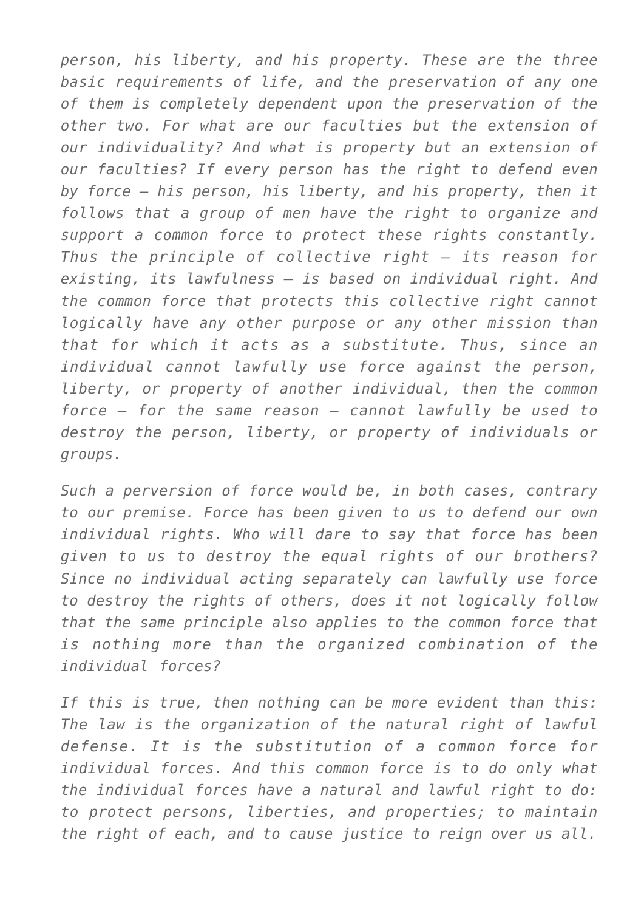*person, his liberty, and his property. These are the three basic requirements of life, and the preservation of any one of them is completely dependent upon the preservation of the other two. For what are our faculties but the extension of our individuality? And what is property but an extension of our faculties? If every person has the right to defend even by force — his person, his liberty, and his property, then it follows that a group of men have the right to organize and support a common force to protect these rights constantly. Thus the principle of collective right — its reason for existing, its lawfulness — is based on individual right. And the common force that protects this collective right cannot logically have any other purpose or any other mission than that for which it acts as a substitute. Thus, since an individual cannot lawfully use force against the person, liberty, or property of another individual, then the common force — for the same reason — cannot lawfully be used to destroy the person, liberty, or property of individuals or groups.*

*Such a perversion of force would be, in both cases, contrary to our premise. Force has been given to us to defend our own individual rights. Who will dare to say that force has been given to us to destroy the equal rights of our brothers? Since no individual acting separately can lawfully use force to destroy the rights of others, does it not logically follow that the same principle also applies to the common force that is nothing more than the organized combination of the individual forces?*

*If this is true, then nothing can be more evident than this: The law is the organization of the natural right of lawful defense. It is the substitution of a common force for individual forces. And this common force is to do only what the individual forces have a natural and lawful right to do: to protect persons, liberties, and properties; to maintain the right of each, and to cause justice to reign over us all.*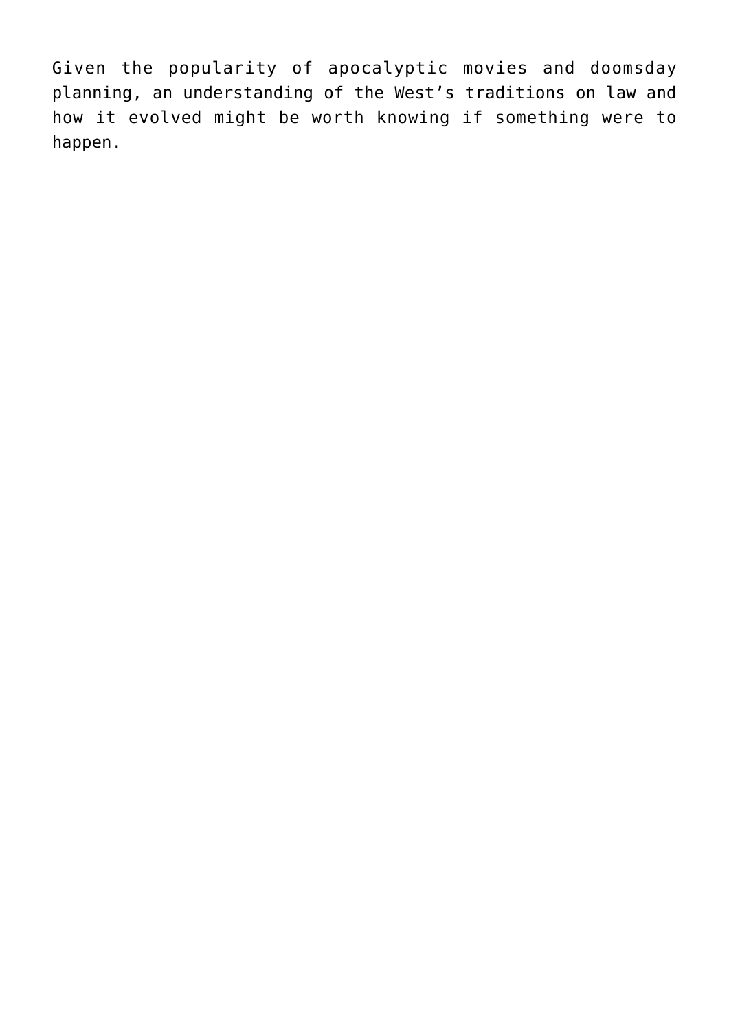Given the popularity of apocalyptic movies and doomsday planning, an understanding of the West's traditions on law and how it evolved might be worth knowing if something were to happen.